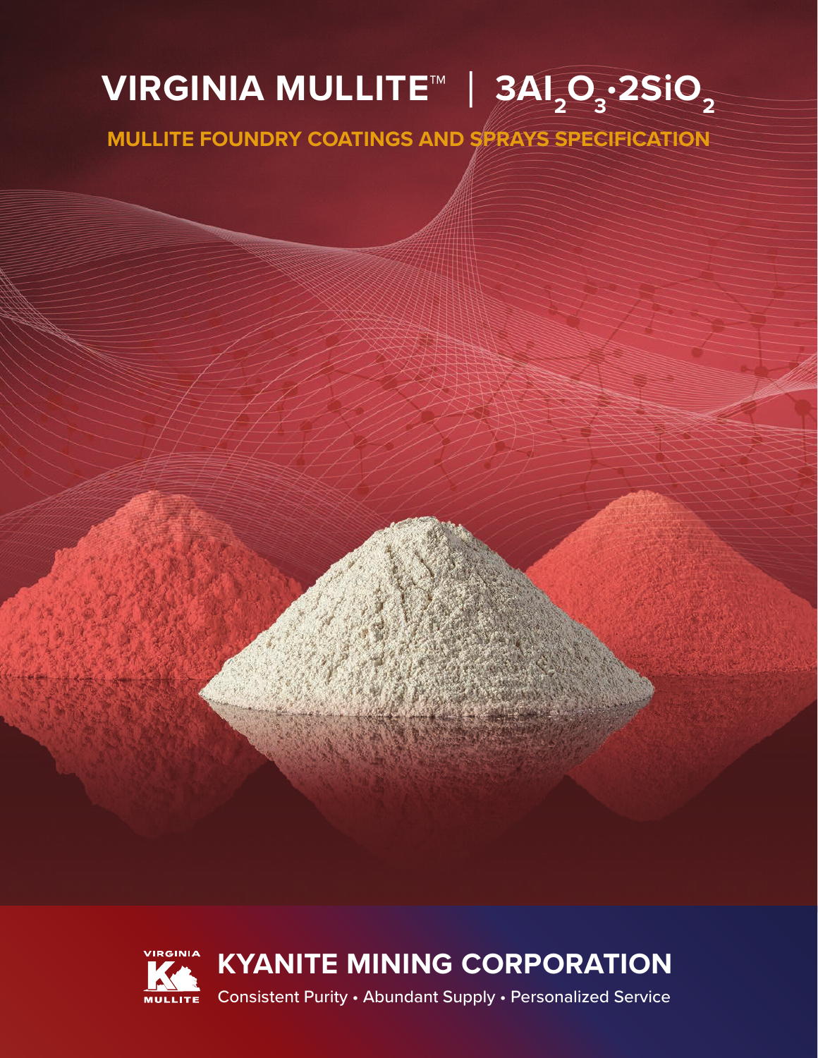# VIRGINIA MULLITE™ | $3Al_2O_3 \cdot 2SiO_2$

## MULLITE FOUNDRY COATINGS AND SPRAYS SPECIFICATION

VIRGINIA MULLITE

## KYANITE MINING CORPORATION

Consistent Purity • Abundant Supply • Personalized Service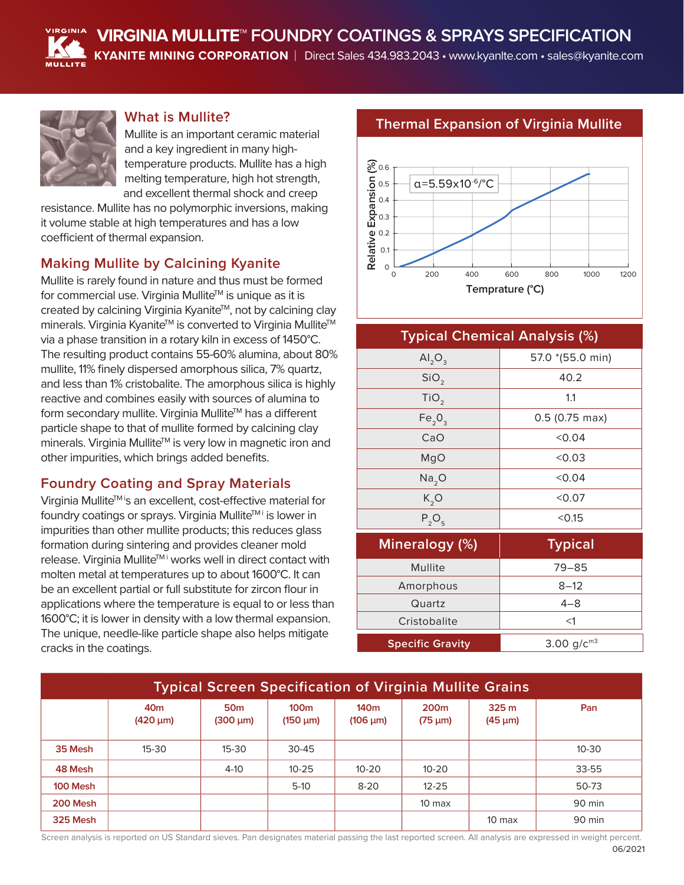# VIRGINIA MULLITE™ FOUNDRY COATINGS & SPRAYS SPECIFICATION

**KYANITE MINING CORPORATION** | Direct Sales 434.983.2043 • www.kyanlte.com • sales@kyanite.com

## What is Mullite?

Mullite is an important ceramic material and a key ingredient in many high-temperature products. Mullite has a high melting temperature, high hot strength, and excellent thermal shock and creep resistance. Mullite has no polymorphic inversions, making it volume stable at high temperatures and has a low coefficient of thermal expansion.

## Making Mullite by Calcining Kyanite

Mullite is rarely found in nature and thus must be formed for commercial use. Virginia Mullite™ is unique as it is created by calcining Virginia Kyanite™, not by calcining clay minerals. Virginia Kyanite™ is converted to Virginia Mullite™ via a phase transition in a rotary kiln in excess of 1450°C. The resulting product contains 55-60% alumina, about 80% mullite, 11% finely dispersed amorphous silica, 7% quartz, and less than 1% cristobalite. The amorphous silica is highly reactive and combines easily with sources of alumina to form secondary mullite. Virginia Mullite™ has a different particle shape to that of mullite formed by calcining clay minerals. Virginia Mullite™ is very low in magnetic iron and other impurities, which brings added benefits.

## Foundry Coating and Spray Materials

Virginia Mullite™'s an excellent, cost-effective material for foundry coatings or sprays. Virginia Mullite™ is lower in impurities than other mullite products; this reduces glass formation during sintering and provides cleaner mold release. Virginia Mullite™ works well in direct contact with molten metal at temperatures up to about 1600°C. It can be an excellent partial or full substitute for zircon flour in applications where the temperature is equal to or less than 1600°C; it is lower in density with a low thermal expansion. The unique, needle-like particle shape also helps mitigate cracks in the coatings.

## Thermal Expansion of Virginia Mullite

α=5.59x10⁻⁶/°C

Relative Expansion (%)

0, 0.1, 0.2, 0.3, 0.4, 0.5, 0.6

0, 200, 400, 600, 800, 1000, 1200

Temprature (°C)

## Typical Chemical Analysis (%)

| | |
|---|---|
| $Al_2O_3$ | 57.0 *(55.0 min) |
| $SiO_2$ | 40.2 |
| $TiO_2$ | 1.1 |
| $Fe_2O_3$ | 0.5 (0.75 max) |
| CaO | <0.04 |
| MgO | <0.03 |
| $Na_2O$ | <0.04 |
| $K_2O$ | <0.07 |
| $P_2O_5$ | <0.15 |

| Mineralogy (%) | Typical |
|---|---|
| Mullite | 79–85 |
| Amorphous | 8–12 |
| Quartz | 4–8 |
| Cristobalite | <1 |

| | |
|---|---|
| Specific Gravity | 3.00 g/cm³ |

## Typical Screen Specification of Virginia Mullite Grains

| | 40m (420 µm) | 50m (300 µm) | 100m (150 µm) | 140m (106 µm) | 200m (75 µm) | 325 m (45 µm) | Pan |
|---|---|---|---|---|---|---|---|
| 35 Mesh | 15-30 | 15-30 | 30-45 | | | | 10-30 |
| 48 Mesh | | 4-10 | 10-25 | 10-20 | 10-20 | | 33-55 |
| 100 Mesh | | | 5-10 | 8-20 | 12-25 | | 50-73 |
| 200 Mesh | | | | | 10 max | | 90 min |
| 325 Mesh | | | | | | 10 max | 90 min |

Screen analysis is reported on US Standard sieves. Pan designates material passing the last reported screen. All analysis are expressed in weight percent.

06/2021